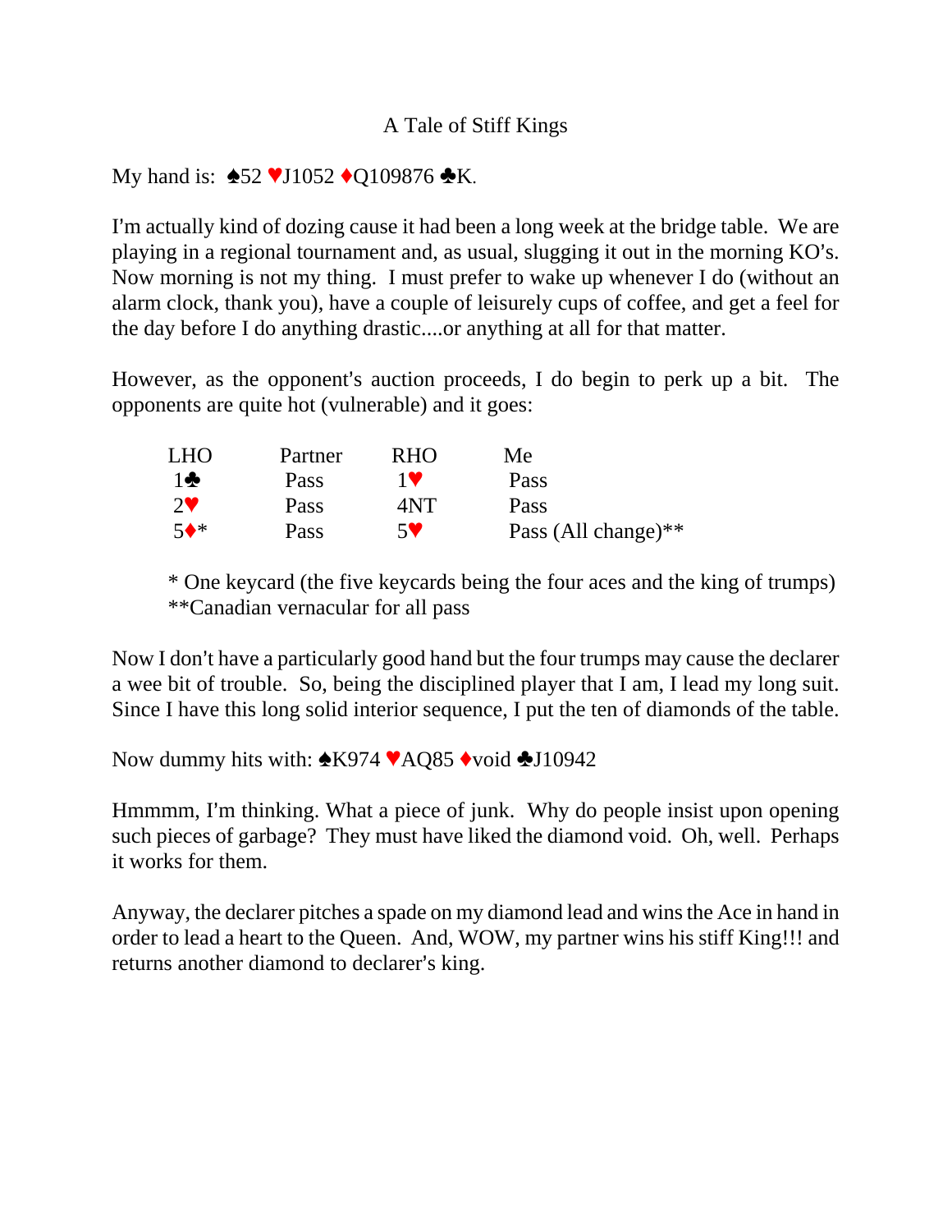# A Tale of Stiff Kings

My hand is: ♠52 ♥J1052 ♦Q109876 ♣K.

I'm actually kind of dozing cause it had been a long week at the bridge table. We are playing in a regional tournament and, as usual, slugging it out in the morning KO's. Now morning is not my thing. I must prefer to wake up whenever I do (without an alarm clock, thank you), have a couple of leisurely cups of coffee, and get a feel for the day before I do anything drastic....or anything at all for that matter.

However, as the opponent's auction proceeds, I do begin to perk up a bit. The opponents are quite hot (vulnerable) and it goes:

| LHO | Partner | RHO | Me |
|---|---|---|---|
| 1♣ | Pass | 1♥ | Pass |
| 2♥ | Pass | 4NT | Pass |
| 5♦* | Pass | 5♥ | Pass (All change)** |

\* One keycard (the five keycards being the four aces and the king of trumps)
**Canadian vernacular for all pass

Now I don't have a particularly good hand but the four trumps may cause the declarer a wee bit of trouble. So, being the disciplined player that I am, I lead my long suit. Since I have this long solid interior sequence, I put the ten of diamonds of the table.

Now dummy hits with: ♠K974 ♥AQ85 ♦void ♣J10942

Hmmmm, I'm thinking. What a piece of junk. Why do people insist upon opening such pieces of garbage? They must have liked the diamond void. Oh, well. Perhaps it works for them.

Anyway, the declarer pitches a spade on my diamond lead and wins the Ace in hand in order to lead a heart to the Queen. And, WOW, my partner wins his stiff King!!! and returns another diamond to declarer's king.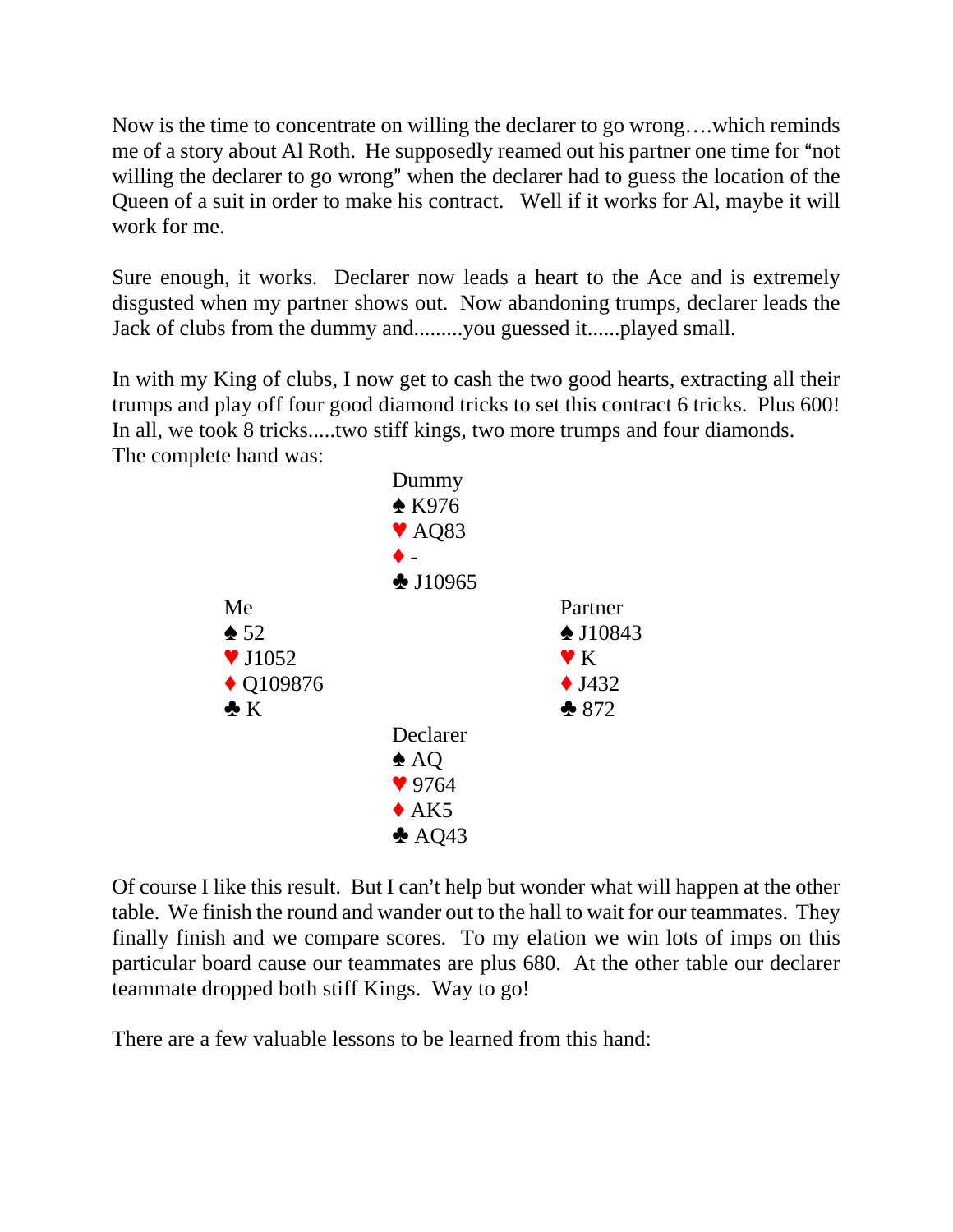Now is the time to concentrate on willing the declarer to go wrong….which reminds me of a story about Al Roth. He supposedly reamed out his partner one time for "not willing the declarer to go wrong" when the declarer had to guess the location of the Queen of a suit in order to make his contract. Well if it works for Al, maybe it will work for me.

Sure enough, it works. Declarer now leads a heart to the Ace and is extremely disgusted when my partner shows out. Now abandoning trumps, declarer leads the Jack of clubs from the dummy and.........you guessed it......played small.

In with my King of clubs, I now get to cash the two good hearts, extracting all their trumps and play off four good diamond tricks to set this contract 6 tricks. Plus 600! In all, we took 8 tricks.....two stiff kings, two more trumps and four diamonds. The complete hand was:

```
                 Dummy
                 ♠ K976
                 ♥ AQ83
                 ♦ -
                 ♣ J10965
Me                               Partner
♠ 52                             ♠ J10843
♥ J1052                          ♥ K
♦ Q109876                        ♦ J432
♣ K                              ♣ 872
                 Declarer
                 ♠ AQ
                 ♥ 9764
                 ♦ AK5
                 ♣ AQ43
```

Of course I like this result. But I can't help but wonder what will happen at the other table. We finish the round and wander out to the hall to wait for our teammates. They finally finish and we compare scores. To my elation we win lots of imps on this particular board cause our teammates are plus 680. At the other table our declarer teammate dropped both stiff Kings. Way to go!

There are a few valuable lessons to be learned from this hand: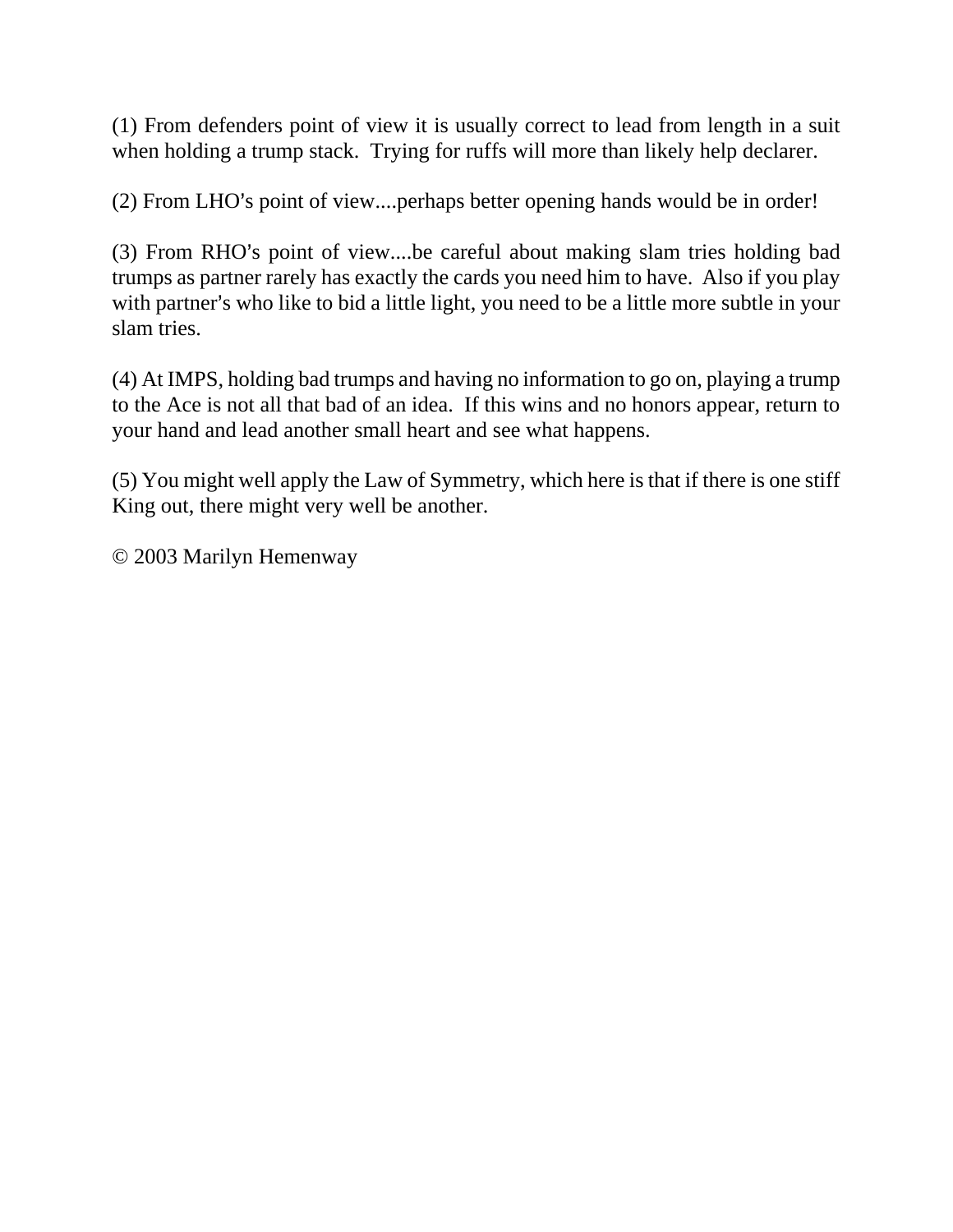(1) From defenders point of view it is usually correct to lead from length in a suit when holding a trump stack. Trying for ruffs will more than likely help declarer.

(2) From LHO's point of view....perhaps better opening hands would be in order!

(3) From RHO's point of view....be careful about making slam tries holding bad trumps as partner rarely has exactly the cards you need him to have. Also if you play with partner's who like to bid a little light, you need to be a little more subtle in your slam tries.

(4) At IMPS, holding bad trumps and having no information to go on, playing a trump to the Ace is not all that bad of an idea. If this wins and no honors appear, return to your hand and lead another small heart and see what happens.

(5) You might well apply the Law of Symmetry, which here is that if there is one stiff King out, there might very well be another.

© 2003 Marilyn Hemenway